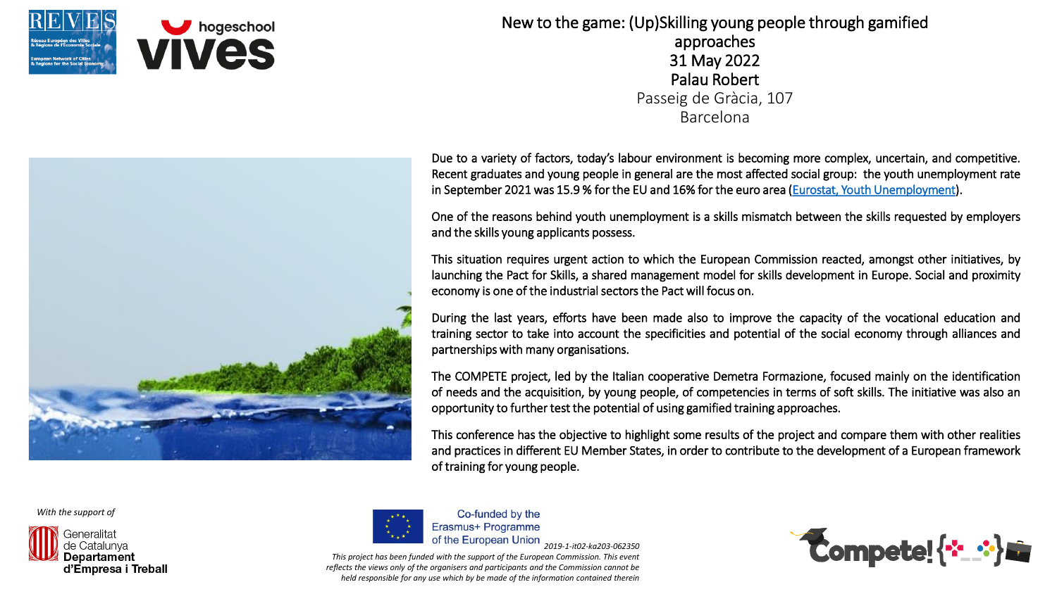# New to the game: (Up)Skilling young people through gamified approaches

31 May 2022

Palau Robert

Passeig de Gràcia, 107

Barcelona

Due to a variety of factors, today's labour environment is becoming more complex, uncertain, and competitive. Recent graduates and young people in general are the most affected social group: the youth unemployment rate in September 2021 was 15.9 % for the EU and 16% for the euro area (Eurostat, Youth Unemployment).

One of the reasons behind youth unemployment is a skills mismatch between the skills requested by employers and the skills young applicants possess.

This situation requires urgent action to which the European Commission reacted, amongst other initiatives, by launching the Pact for Skills, a shared management model for skills development in Europe. Social and proximity economy is one of the industrial sectors the Pact will focus on.

During the last years, efforts have been made also to improve the capacity of the vocational education and training sector to take into account the specificities and potential of the social economy through alliances and partnerships with many organisations.

The COMPETE project, led by the Italian cooperative Demetra Formazione, focused mainly on the identification of needs and the acquisition, by young people, of competencies in terms of soft skills. The initiative was also an opportunity to further test the potential of using gamified training approaches.

This conference has the objective to highlight some results of the project and compare them with other realities and practices in different EU Member States, in order to contribute to the development of a European framework of training for young people.

*With the support of*

Generalitat de Catalunya
**Departament d'Empresa i Treball**

Co-funded by the Erasmus+ Programme of the European Union

*2019-1-it02-ka203-062350*

*This project has been funded with the support of the European Commission. This event reflects the views only of the organisers and participants and the Commission cannot be held responsible for any use which by be made of the information contained therein*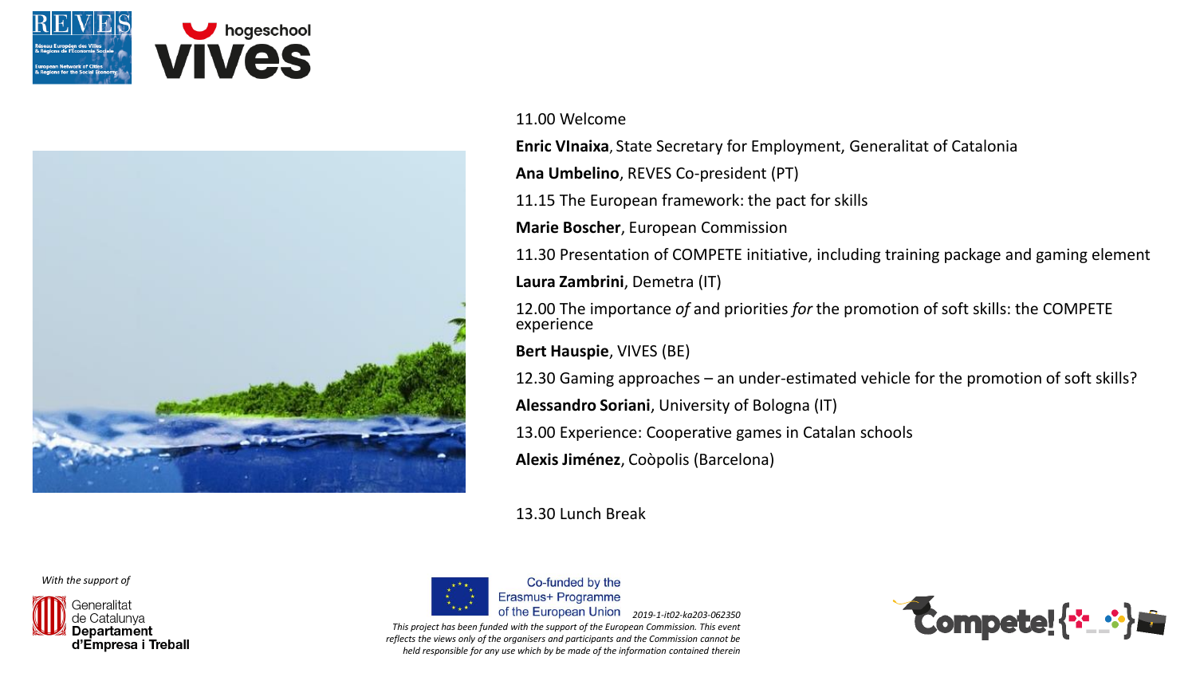11.00 Welcome

**Enric VInaixa**, State Secretary for Employment, Generalitat of Catalonia

**Ana Umbelino**, REVES Co-president (PT)

11.15 The European framework: the pact for skills

**Marie Boscher**, European Commission

11.30 Presentation of COMPETE initiative, including training package and gaming element

**Laura Zambrini**, Demetra (IT)

12.00 The importance *of* and priorities *for* the promotion of soft skills: the COMPETE experience

**Bert Hauspie**, VIVES (BE)

12.30 Gaming approaches – an under-estimated vehicle for the promotion of soft skills?

**Alessandro Soriani**, University of Bologna (IT)

13.00 Experience: Cooperative games in Catalan schools

**Alexis Jiménez**, Coòpolis (Barcelona)

13.30 Lunch Break

*With the support of*

Generalitat de Catalunya **Departament d'Empresa i Treball**

Co-funded by the Erasmus+ Programme of the European Union *2019-1-it02-ka203-062350*

*This project has been funded with the support of the European Commission. This event reflects the views only of the organisers and participants and the Commission cannot be held responsible for any use which by be made of the information contained therein*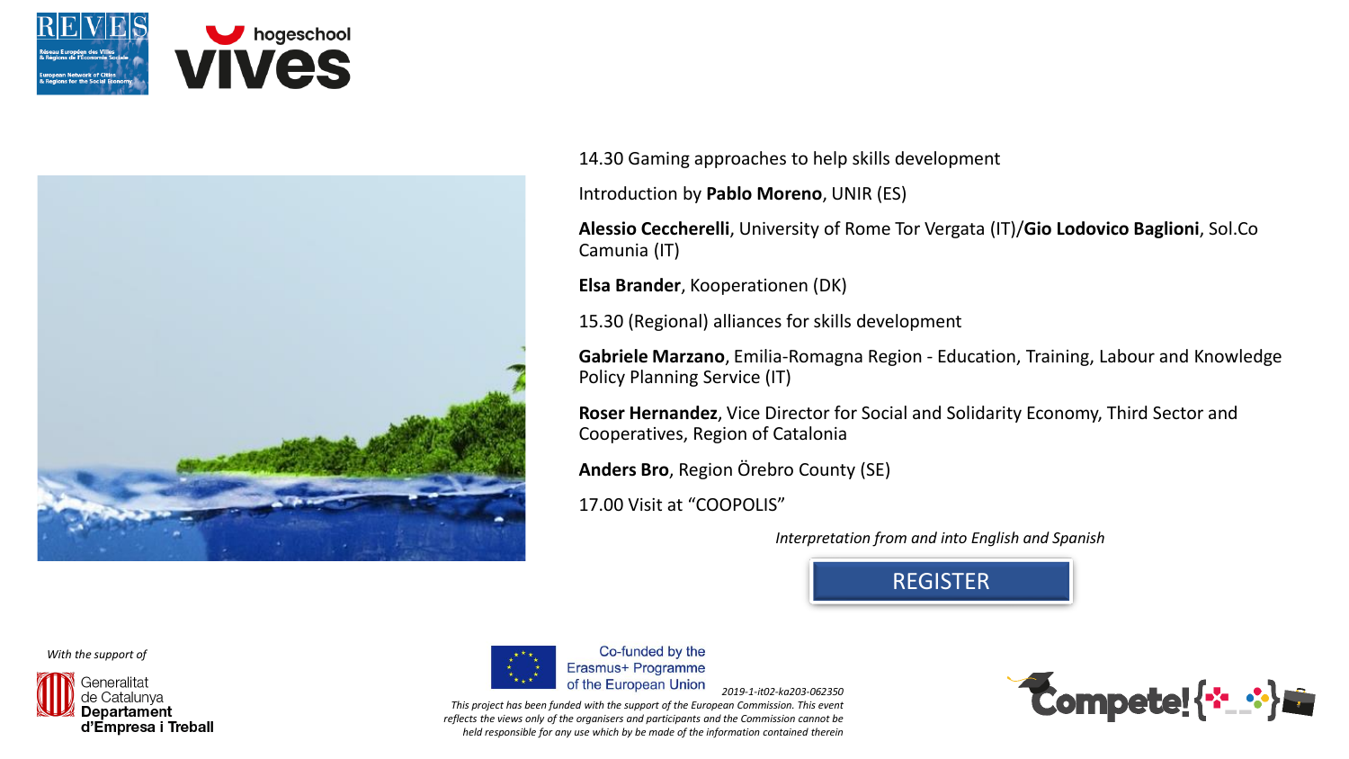14.30 Gaming approaches to help skills development

Introduction by **Pablo Moreno**, UNIR (ES)

**Alessio Ceccherelli**, University of Rome Tor Vergata (IT)/**Gio Lodovico Baglioni**, Sol.Co Camunia (IT)

**Elsa Brander**, Kooperationen (DK)

15.30 (Regional) alliances for skills development

**Gabriele Marzano**, Emilia-Romagna Region - Education, Training, Labour and Knowledge Policy Planning Service (IT)

**Roser Hernandez**, Vice Director for Social and Solidarity Economy, Third Sector and Cooperatives, Region of Catalonia

**Anders Bro**, Region Örebro County (SE)

17.00 Visit at "COOPOLIS"

*Interpretation from and into English and Spanish*

REGISTER

*With the support of*

Generalitat de Catalunya **Departament d'Empresa i Treball**

Co-funded by the Erasmus+ Programme of the European Union

*2019-1-it02-ka203-062350*

*This project has been funded with the support of the European Commission. This event reflects the views only of the organisers and participants and the Commission cannot be held responsible for any use which by be made of the information contained therein*